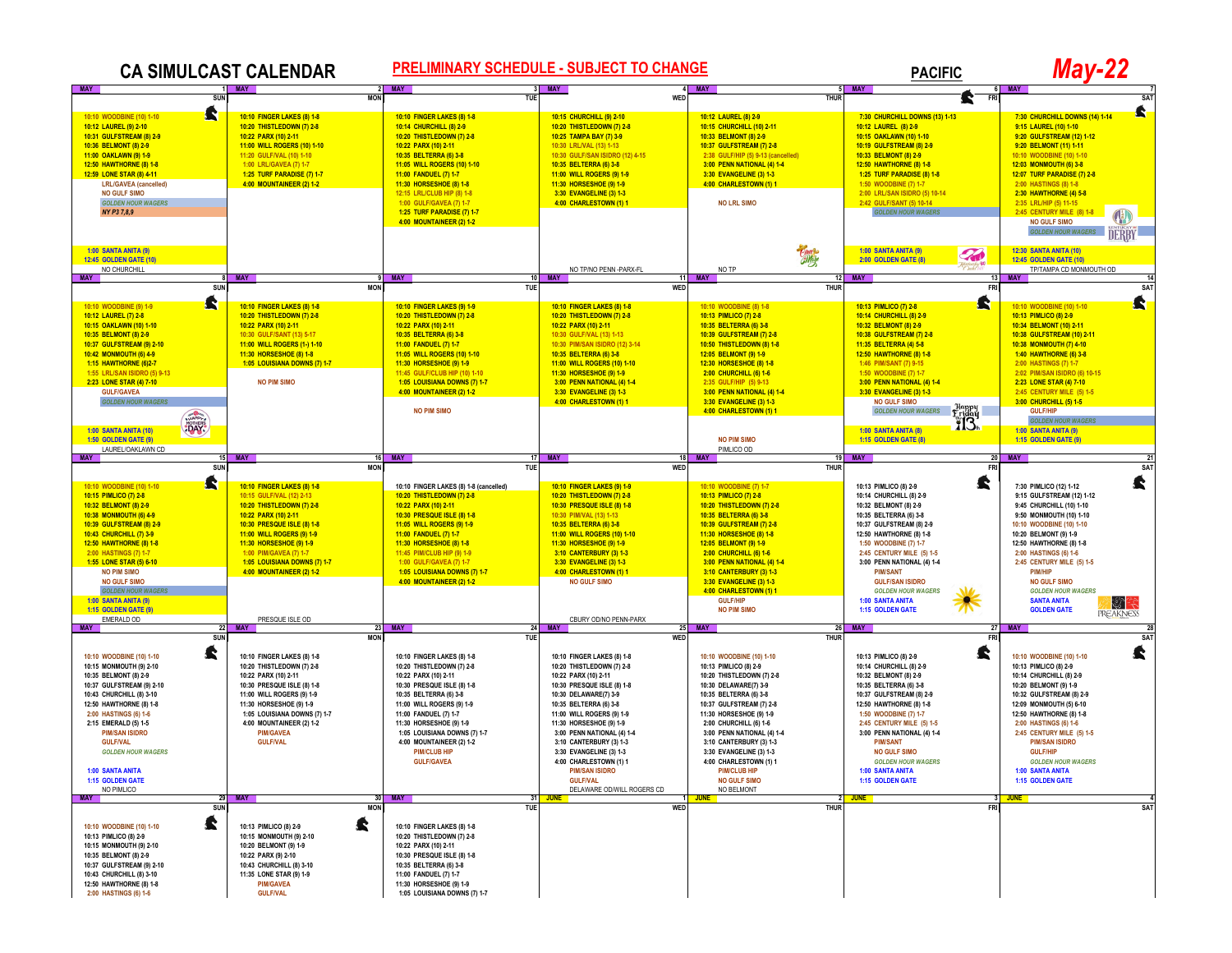# CA SIMULCAST CALENDAR

**PRELIMINARY SCHEDULE - SUBJECT TO CHANGE**

**PACIFIC** **May-22**

| SUN | MON | TUE | WED | THUR | FRI | SAT |
|---|---|---|---|---|---|---|
| MAY 1<br>10:10 WOODBINE (10) 1-10<br>10:12 LAUREL (9) 2-10<br>10:31 GULFSTREAM (8) 2-9<br>10:36 BELMONT (8) 2-9<br>11:00 OAKLAWN (9) 1-9<br>12:50 HAWTHORNE (8) 1-8<br>12:59 LONE STAR (8) 4-11<br>LRL/GAVEA (cancelled)<br>NO GULF SIMO<br>GOLDEN HOUR WAGERS<br>NY P3 7,8,9<br>1:00 SANTA ANITA (9)<br>12:45 GOLDEN GATE (10)<br>NO CHURCHILL | MAY 2<br>10:10 FINGER LAKES (8) 1-8<br>10:20 THISTLEDOWN (7) 2-8<br>10:22 PARX (10) 2-11<br>11:00 WILL ROGERS (10) 1-10<br>11:20 GULF/VAL (10) 1-10<br>1:00 LRL/GAVEA (7) 1-7<br>1:25 TURF PARADISE (7) 1-7<br>4:00 MOUNTAINEER (2) 1-2 | MAY 3<br>10:10 FINGER LAKES (8) 1-8<br>10:14 CHURCHILL (8) 2-9<br>10:20 THISTLEDOWN (7) 2-8<br>10:22 PARX (10) 2-11<br>10:35 BELTERRA (6) 3-8<br>11:05 WILL ROGERS (10) 1-10<br>11:00 FANDUEL (7) 1-7<br>11:30 HORSESHOE (8) 1-8<br>12:15 LRL/CLUB HIP (8) 1-8<br>1:00 GULF/GAVEA (7) 1-7<br>1:25 TURF PARADISE (7) 1-7<br>4:00 MOUNTAINEER (2) 1-2 | MAY 4<br>10:15 CHURCHILL (9) 2-10<br>10:20 THISTLEDOWN (7) 2-8<br>10:25 TAMPA BAY (7) 3-9<br>10:31 LRL/VAL (13) 1-13<br>10:30 GULF/SAN ISIDRO (12) 4-15<br>10:35 BELTERRA (6) 3-8<br>11:00 WILL ROGERS (9) 1-9<br>11:30 HORSESHOE (9) 1-9<br>3:30 EVANGELINE (3) 1-3<br>4:00 CHARLESTOWN (1) 1<br>NO TP/NO PENN -PARX-FL | MAY 5<br>10:12 LAUREL (8) 2-9<br>10:15 CHURCHILL (10) 2-11<br>10:33 BELMONT (8) 2-9<br>10:37 GULFSTREAM (7) 2-8<br>2:38 GULF/HIP (5) 9-13 (cancelled)<br>3:00 PENN NATIONAL (4) 1-4<br>3:30 EVANGELINE (3) 1-3<br>4:00 CHARLESTOWN (1) 1<br>NO LRL SIMO<br>NO TP | MAY 6<br>7:30 CHURCHILL DOWNS (13) 1-13<br>10:12 LAUREL (8) 2-9<br>10:15 OAKLAWN (10) 1-10<br>10:19 GULFSTREAM (8) 2-9<br>10:33 BELMONT (8) 2-9<br>12:50 HAWTHORNE (8) 1-8<br>1:25 TURF PARADISE (8) 1-8<br>1:50 WOODBINE (7) 1-7<br>2:00 LRL/SAN ISIDRO (5) 10-14<br>2:42 GULF/SANT (5) 10-14<br>GOLDEN HOUR WAGERS<br>1:00 SANTA ANITA (9)<br>2:00 GOLDEN GATE (8) | MAY 7<br>7:30 CHURCHILL DOWNS (14) 1-14<br>9:15 LAUREL (10) 1-10<br>9:20 GULFSTREAM (12) 1-12<br>9:20 BELMONT (11) 1-11<br>10:10 WOODBINE (10) 1-10<br>12:03 MONMOUTH (8) 2-9<br>12:07 TURF PARADISE (7) 2-8<br>2:00 HASTINGS (8) 1-8<br>2:30 HAWTHORNE (4) 5-8<br>2:35 LRL/HIP (5) 11-15<br>2:45 CENTURY MILE (8) 1-8<br>NO GULF SIMO<br>GOLDEN HOUR WAGERS<br>12:30 SANTA ANITA (10)<br>12:45 GOLDEN GATE (10)<br>TP/TAMPA CD MONMOUTH OD |
| MAY 8<br>10:10 WOODBINE (9) 1-9<br>10:12 LAUREL (7) 2-8<br>10:15 OAKLAWN (10) 1-10<br>10:35 BELMONT (8) 2-9<br>10:37 GULFSTREAM (9) 2-10<br>10:42 MONMOUTH (6) 4-9<br>1:15 HAWTHORNE (6) 2-7<br>1:55 LRL/SAN ISIDRO (5) 9-13<br>2:23 LONE STAR (4) 7-10<br>GULF/GAVEA<br>GOLDEN HOUR WAGERS<br>1:00 SANTA ANITA (10)<br>1:50 GOLDEN GATE (9)<br>LAUREL/OAKLAWN CD | MAY 9<br>10:10 FINGER LAKES (8) 1-8<br>10:20 THISTLEDOWN (7) 2-8<br>10:22 PARX (10) 2-11<br>10:30 GULF/SANT (13) 5-17<br>11:00 WILL ROGERS (1-) 1-10<br>11:30 HORSESHOE (8) 1-8<br>1:05 LOUISIANA DOWNS (7) 1-7<br>NO PIM SIMO | MAY 10<br>10:10 FINGER LAKES (9) 1-9<br>10:20 THISTLEDOWN (7) 2-8<br>10:22 PARX (10) 2-11<br>10:35 BELTERRA (6) 3-8<br>11:00 FANDUEL (7) 1-7<br>11:05 WILL ROGERS (10) 1-10<br>11:30 HORSESHOE (9) 1-9<br>11:45 GULF/CLUB HIP (10) 1-10<br>1:05 LOUISIANA DOWNS (7) 1-7<br>4:00 MOUNTAINEER (2) 1-2<br>NO PIM SIMO | MAY 11<br>10:10 FINGER LAKES (8) 1-8<br>10:20 THISTLEDOWN (7) 2-8<br>10:30 GULF/VAL (13) 1-13<br>10:30 PIM/SAN ISIDRO (12) 3-14<br>10:35 BELTERRA (6) 3-8<br>11:00 WILL ROGERS (10) 1-10<br>11:30 HORSESHOE (9) 1-9<br>3:00 PENN NATIONAL (4) 1-4<br>3:30 EVANGELINE (3) 1-3<br>4:00 CHARLESTOWN (1) 1 | MAY 12<br>10:10 WOODBINE (8) 1-8<br>10:13 PIMLICO (7) 2-8<br>10:35 BELTERRA (6) 3-8<br>10:39 GULFSTREAM (7) 2-8<br>10:50 THISTLEDOWN (8) 1-8<br>12:05 BELMONT (9) 1-9<br>12:30 HORSESHOE (8) 1-8<br>2:00 CHURCHILL (6) 1-6<br>2:35 GULF/HIP (5) 9-13<br>3:00 PENN NATIONAL (4) 1-4<br>3:30 EVANGELINE (3) 1-3<br>4:00 CHARLESTOWN (1) 1<br>NO PIM SIMO<br>PIMLICO OD | MAY 13<br>10:13 PIMLICO (7) 2-8<br>10:14 CHURCHILL (8) 2-9<br>10:32 BELMONT (8) 2-9<br>10:38 GULFSTREAM (7) 2-8<br>11:35 BELTERRA (4) 5-8<br>12:50 HAWTHORNE (8) 1-8<br>1:46 PIM/SANT (7) 9-15<br>1:50 WOODBINE (7) 1-7<br>3:00 PENN NATIONAL (4) 1-4<br>3:30 EVANGELINE (3) 1-3<br>NO GULF SIMO<br>GOLDEN HOUR WAGERS<br>1:00 SANTA ANITA (8)<br>1:15 GOLDEN GATE (8) | MAY 14<br>10:10 WOODBINE (10) 1-10<br>10:13 PIMLICO (8) 2-9<br>10:34 BELMONT (10) 2-11<br>10:38 GULFSTREAM (10) 2-11<br>10:38 MONMOUTH (7) 4-10<br>1:40 HAWTHORNE (4) 5-8<br>2:00 HASTINGS (7) 1-7<br>2:02 PIM/SAN ISIDRO (6) 10-15<br>2:23 LONE STAR (4) 7-10<br>2:45 CENTURY MILE (5) 1-5<br>3:00 CHURCHILL (5) 1-5<br>GULF/HIP<br>GOLDEN HOUR WAGERS<br>1:00 SANTA ANITA (9)<br>1:15 GOLDEN GATE (9) |
| MAY 15<br>10:10 WOODBINE (10) 1-10<br>10:15 PIMLICO (7) 2-8<br>10:32 BELMONT (8) 2-9<br>10:38 MONMOUTH (6) 4-9<br>10:39 GULFSTREAM (8) 2-9<br>10:43 CHURCHILL (7) 3-9<br>12:50 HAWTHORNE (8) 1-8<br>2:00 HASTINGS (7) 1-7<br>1:55 LONE STAR (5) 6-10<br>NO PIM SIMO<br>NO GULF SIMO<br>GOLDEN HOUR WAGERS<br>1:00 SANTA ANITA (9)<br>1:15 GOLDEN GATE (9)<br>EMERALD OD | MAY 16<br>10:10 FINGER LAKES (8) 1-8<br>10:15 GULF/VAL (12) 2-13<br>10:20 THISTLEDOWN (7) 2-8<br>10:22 PARX (10) 2-11<br>10:30 PRESQUE ISLE (8) 1-8<br>11:00 WILL ROGERS (9) 1-9<br>11:30 HORSESHOE (9) 1-9<br>1:00 PIM/GAVEA (7) 1-7<br>1:05 LOUISIANA DOWNS (7) 1-7<br>4:00 MOUNTAINEER (2) 1-2<br>PRESQUE ISLE OD | MAY 17<br>10:10 FINGER LAKES (8) 1-8 (cancelled)<br>10:20 THISTLEDOWN (7) 2-8<br>10:22 PARX (10) 2-11<br>10:30 PRESQUE ISLE (8) 1-8<br>11:05 WILL ROGERS (9) 1-9<br>11:00 FANDUEL (7) 1-7<br>11:30 HORSESHOE (8) 1-8<br>11:45 PIM/CLUB HIP (9) 1-9<br>1:00 GULF/GAVEA (7) 1-7<br>1:05 LOUISIANA DOWNS (7) 1-7<br>4:00 MOUNTAINEER (2) 1-2 | MAY 18<br>10:10 FINGER LAKES (9) 1-9<br>10:20 THISTLEDOWN (7) 2-8<br>10:30 PRESQUE ISLE (8) 1-8<br>10:30 PIM/VAL (13) 1-13<br>10:35 BELTERRA (6) 3-8<br>11:00 WILL ROGERS (10) 1-10<br>11:30 HORSESHOE (9) 1-9<br>3:10 CANTERBURY (3) 1-3<br>3:30 EVANGELINE (3) 1-3<br>4:00 CHARLESTOWN (1) 1<br>NO GULF SIMO<br>CBURY OD/NO PENN-PARX | MAY 19<br>10:10 WOODBINE (7) 1-7<br>10:13 PIMLICO (7) 2-8<br>10:20 THISTLEDOWN (7) 2-8<br>10:35 BELTERRA (6) 3-8<br>10:39 GULFSTREAM (7) 2-8<br>11:30 HORSESHOE (8) 1-8<br>12:05 BELMONT (9) 1-9<br>2:00 CHURCHILL (6) 1-6<br>3:00 PENN NATIONAL (4) 1-4<br>3:10 CANTERBURY (3) 1-3<br>3:30 EVANGELINE (3) 1-3<br>4:00 CHARLESTOWN (1) 1<br>GULF/HIP<br>NO PIM SIMO | MAY 20<br>10:13 PIMLICO (8) 2-9<br>10:14 CHURCHILL (8) 2-9<br>10:32 BELMONT (8) 2-9<br>10:35 BELTERRA (6) 3-8<br>10:37 GULFSTREAM (8) 2-9<br>12:50 HAWTHORNE (8) 1-8<br>1:50 WOODBINE (7) 1-7<br>2:45 CENTURY MILE (5) 1-5<br>3:00 PENN NATIONAL (4) 1-4<br>PIM/SANT<br>GULF/SAN ISIDRO<br>GOLDEN HOUR WAGERS<br>1:00 SANTA ANITA<br>1:15 GOLDEN GATE | MAY 21<br>7:30 PIMLICO (12) 1-12<br>9:15 GULFSTREAM (12) 1-12<br>9:45 CHURCHILL (10) 1-10<br>9:50 MONMOUTH (10) 1-10<br>10:10 WOODBINE (10) 1-10<br>10:20 BELMONT (9) 1-9<br>12:50 HAWTHORNE (8) 1-8<br>2:00 HASTINGS (6) 1-6<br>2:45 CENTURY MILE (5) 1-5<br>PIM/HIP<br>NO GULF SIMO<br>GOLDEN HOUR WAGERS<br>SANTA ANITA<br>GOLDEN GATE |
| MAY 22<br>10:10 WOODBINE (10) 1-10<br>10:15 MONMOUTH (9) 2-10<br>10:35 BELMONT (8) 2-9<br>10:37 GULFSTREAM (9) 2-10<br>10:43 CHURCHILL (8) 3-10<br>12:50 HAWTHORNE (8) 1-8<br>2:00 HASTINGS (6) 1-6<br>2:15 EMERALD (5) 1-5<br>PIM/SAN ISIDRO<br>GULF/VAL<br>GOLDEN HOUR WAGERS<br>1:00 SANTA ANITA<br>1:15 GOLDEN GATE<br>NO PIMLICO | MAY 23<br>10:10 FINGER LAKES (8) 1-8<br>10:20 THISTLEDOWN (7) 2-8<br>10:22 PARX (10) 2-11<br>10:30 PRESQUE ISLE (8) 1-8<br>11:00 WILL ROGERS (9) 1-9<br>11:30 HORSESHOE (9) 1-9<br>1:05 LOUISIANA DOWNS (7) 1-7<br>4:00 MOUNTAINEER (2) 1-2<br>PIM/GAVEA<br>GULF/VAL | MAY 24<br>10:10 FINGER LAKES (8) 1-8<br>10:20 THISTLEDOWN (7) 2-8<br>10:22 PARX (10) 2-11<br>10:30 PRESQUE ISLE (8) 1-8<br>10:35 BELTERRA (6) 3-8<br>11:00 WILL ROGERS (9) 1-9<br>11:00 FANDUEL (7) 1-7<br>11:30 HORSESHOE (9) 1-9<br>1:05 LOUISIANA DOWNS (7) 1-7<br>4:00 MOUNTAINEER (2) 1-2<br>PIM/CLUB HIP<br>GULF/GAVEA | MAY 25<br>10:10 FINGER LAKES (8) 1-8<br>10:20 THISTLEDOWN (7) 2-8<br>10:30 PRESQUE ISLE (8) 1-8<br>10:30 DELAWARE(7) 3-9<br>10:35 BELTERRA (6) 3-8<br>11:00 WILL ROGERS (9) 1-9<br>11:30 HORSESHOE (9) 1-9<br>3:00 PENN NATIONAL (4) 1-4<br>3:10 CANTERBURY (3) 1-3<br>3:30 EVANGELINE (3) 1-3<br>4:00 CHARLESTOWN (1) 1<br>PIM/SAN ISIDRO<br>GULF/VAL<br>DELAWARE OD/WILL ROGERS CD | MAY 26<br>10:10 WOODBINE (10) 1-10<br>10:13 PIMLICO (8) 2-9<br>10:20 THISTLEDOWN (7) 2-8<br>10:30 DELAWARE(7) 3-9<br>10:35 BELTERRA (6) 3-8<br>10:37 GULFSTREAM (7) 2-8<br>11:30 HORSESHOE (9) 1-9<br>2:00 CHURCHILL (6) 1-6<br>3:00 PENN NATIONAL (4) 1-4<br>3:10 CANTERBURY (3) 1-3<br>3:30 EVANGELINE (3) 1-3<br>4:00 CHARLESTOWN (1) 1<br>PIM/CLUB HIP<br>NO GULF SIMO<br>NO BELMONT | MAY 27<br>10:13 PIMLICO (8) 2-9<br>10:14 CHURCHILL (8) 2-9<br>10:32 BELMONT (8) 2-9<br>10:35 BELTERRA (6) 3-8<br>10:37 GULFSTREAM (8) 2-9<br>12:50 HAWTHORNE (8) 1-8<br>1:50 WOODBINE (7) 1-7<br>2:45 CENTURY MILE (5) 1-5<br>3:00 PENN NATIONAL (4) 1-4<br>PIM/SANT<br>NO GULF SIMO<br>GOLDEN HOUR WAGERS<br>1:00 SANTA ANITA<br>1:15 GOLDEN GATE | MAY 28<br>10:10 WOODBINE (10) 1-10<br>10:13 PIMLICO (8) 2-9<br>10:14 CHURCHILL (8) 2-9<br>10:20 BELMONT (9) 1-9<br>10:32 GULFSTREAM (8) 2-9<br>12:09 MONMOUTH (5) 6-10<br>12:50 HAWTHORNE (8) 1-8<br>2:00 HASTINGS (6) 1-6<br>2:45 CENTURY MILE (5) 1-5<br>PIM/SAN ISIDRO<br>GULF/HIP<br>GOLDEN HOUR WAGERS<br>1:00 SANTA ANITA<br>1:15 GOLDEN GATE |
| MAY 29<br>10:10 WOODBINE (10) 1-10<br>10:13 PIMLICO (8) 2-9<br>10:15 MONMOUTH (9) 2-10<br>10:35 BELMONT (8) 2-9<br>10:37 GULFSTREAM (9) 2-10<br>10:43 CHURCHILL (8) 3-10<br>12:50 HAWTHORNE (8) 1-8<br>2:00 HASTINGS (6) 1-6 | MAY 30<br>10:13 PIMLICO (8) 2-9<br>10:15 MONMOUTH (9) 2-10<br>10:20 BELMONT (9) 1-9<br>10:22 PARX (9) 2-10<br>10:43 CHURCHILL (8) 3-10<br>11:35 LONE STAR (9) 1-9<br>PIM/GAVEA<br>GULF/VAL | MAY 31<br>10:10 FINGER LAKES (8) 1-8<br>10:20 THISTLEDOWN (7) 2-8<br>10:22 PARX (10) 2-11<br>10:30 PRESQUE ISLE (8) 1-8<br>10:35 BELTERRA (6) 3-8<br>11:00 FANDUEL (7) 1-7<br>11:30 HORSESHOE (9) 1-9<br>1:05 LOUISIANA DOWNS (7) 1-7 | JUNE 1 | JUNE 2 | JUNE 3 | JUNE 4 |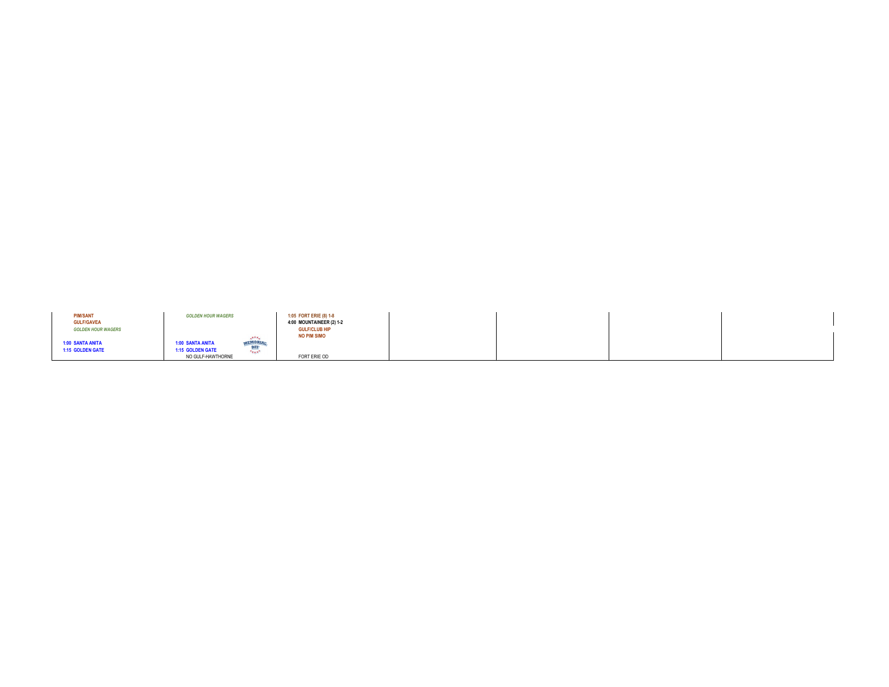| | | | | | | |
|---|---|---|---|---|---|---|
| PIM/SANT<br>GULF/GAVEA<br>*GOLDEN HOUR WAGERS*<br><br>1:00 SANTA ANITA<br>1:15 GOLDEN GATE | *GOLDEN HOUR WAGERS*<br><br><br><br>1:00 SANTA ANITA<br>1:15 GOLDEN GATE<br>NO GULF-HAWTHORNE | 1:05 FORT ERIE (8) 1-8<br>4:00 MOUNTAINEER (2) 1-2<br>GULF/CLUB HIP<br>NO PIM SIMO<br><br><br>FORT ERIE OD | | | | |